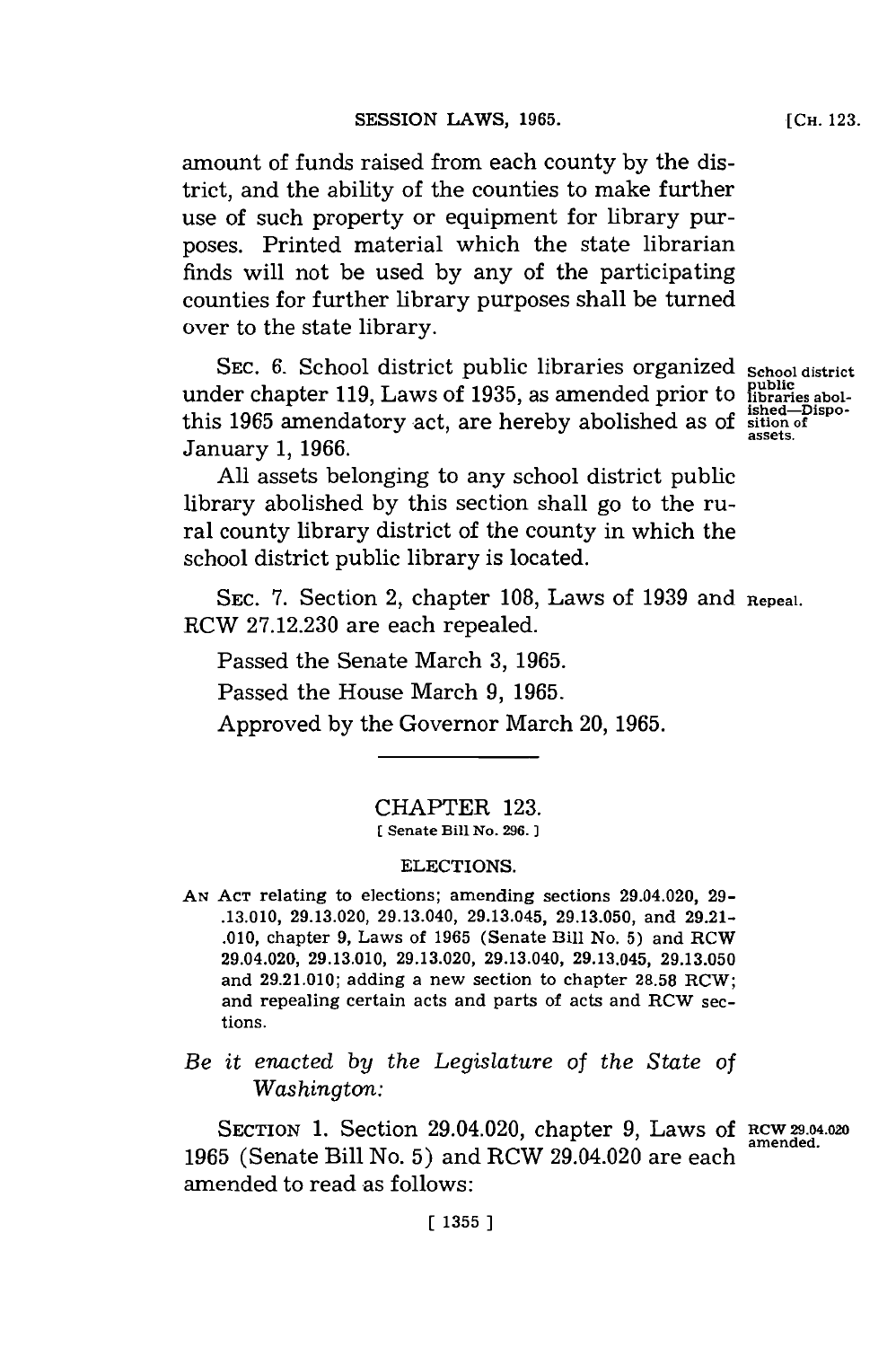amount of funds raised from each county by the district, and the ability of the counties to make further use of such property or equipment for library purposes. Printed material which the state librarian finds will not be used by any of the participating counties for further library purposes shall be turned over to the state library.

SEC. 6. School district public libraries organized under chapter 119, Laws of 1935, as amended prior to this 1965 amendatory act, are hereby abolished as of January 1, 1966.

School district public libraries abolished—Disposition of assets.

All assets belonging to any school district public library abolished by this section shall go to the rural county library district of the county in which the school district public library is located.

SEC. 7. Section 2, chapter 108, Laws of 1939 and RCW 27.12.230 are each repealed.

Repeal.

Passed the Senate March 3, 1965.

Passed the House March 9, 1965.

Approved by the Governor March 20, 1965.

---

# CHAPTER 123.

[ Senate Bill No. 296. ]

## ELECTIONS.

AN ACT relating to elections; amending sections 29.04.020, 29-.13.010, 29.13.020, 29.13.040, 29.13.045, 29.13.050, and 29.21-.010, chapter 9, Laws of 1965 (Senate Bill No. 5) and RCW 29.04.020, 29.13.010, 29.13.020, 29.13.040, 29.13.045, 29.13.050 and 29.21.010; adding a new section to chapter 28.58 RCW; and repealing certain acts and parts of acts and RCW sections.

*Be it enacted by the Legislature of the State of Washington:*

SECTION 1. Section 29.04.020, chapter 9, Laws of 1965 (Senate Bill No. 5) and RCW 29.04.020 are each amended to read as follows:

RCW 29.04.020 amended.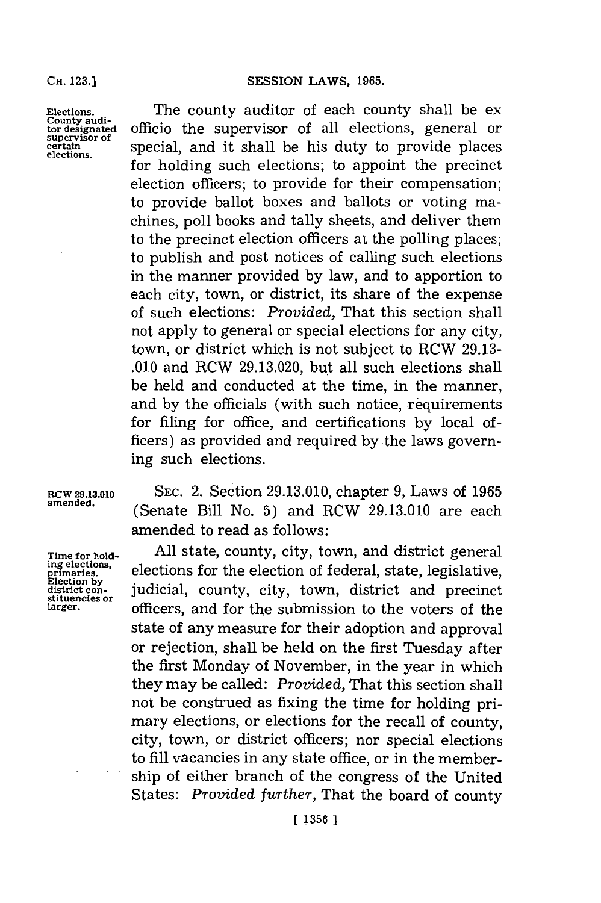**Elections. County auditor designated supervisor of certain elections.**

The county auditor of each county shall be ex officio the supervisor of all elections, general or special, and it shall be his duty to provide places for holding such elections; to appoint the precinct election officers; to provide for their compensation; to provide ballot boxes and ballots or voting machines, poll books and tally sheets, and deliver them to the precinct election officers at the polling places; to publish and post notices of calling such elections in the manner provided by law, and to apportion to each city, town, or district, its share of the expense of such elections: *Provided,* That this section shall not apply to general or special elections for any city, town, or district which is not subject to RCW 29.13-.010 and RCW 29.13.020, but all such elections shall be held and conducted at the time, in the manner, and by the officials (with such notice, requirements for filing for office, and certifications by local officers) as provided and required by the laws governing such elections.

**RCW 29.13.010 amended.**

SEC. 2. Section 29.13.010, chapter 9, Laws of 1965 (Senate Bill No. 5) and RCW 29.13.010 are each amended to read as follows:

**Time for holding elections, primaries. Election by district constituencies or larger.**

All state, county, city, town, and district general elections for the election of federal, state, legislative, judicial, county, city, town, district and precinct officers, and for the submission to the voters of the state of any measure for their adoption and approval or rejection, shall be held on the first Tuesday after the first Monday of November, in the year in which they may be called: *Provided,* That this section shall not be construed as fixing the time for holding primary elections, or elections for the recall of county, city, town, or district officers; nor special elections to fill vacancies in any state office, or in the membership of either branch of the congress of the United States: *Provided further,* That the board of county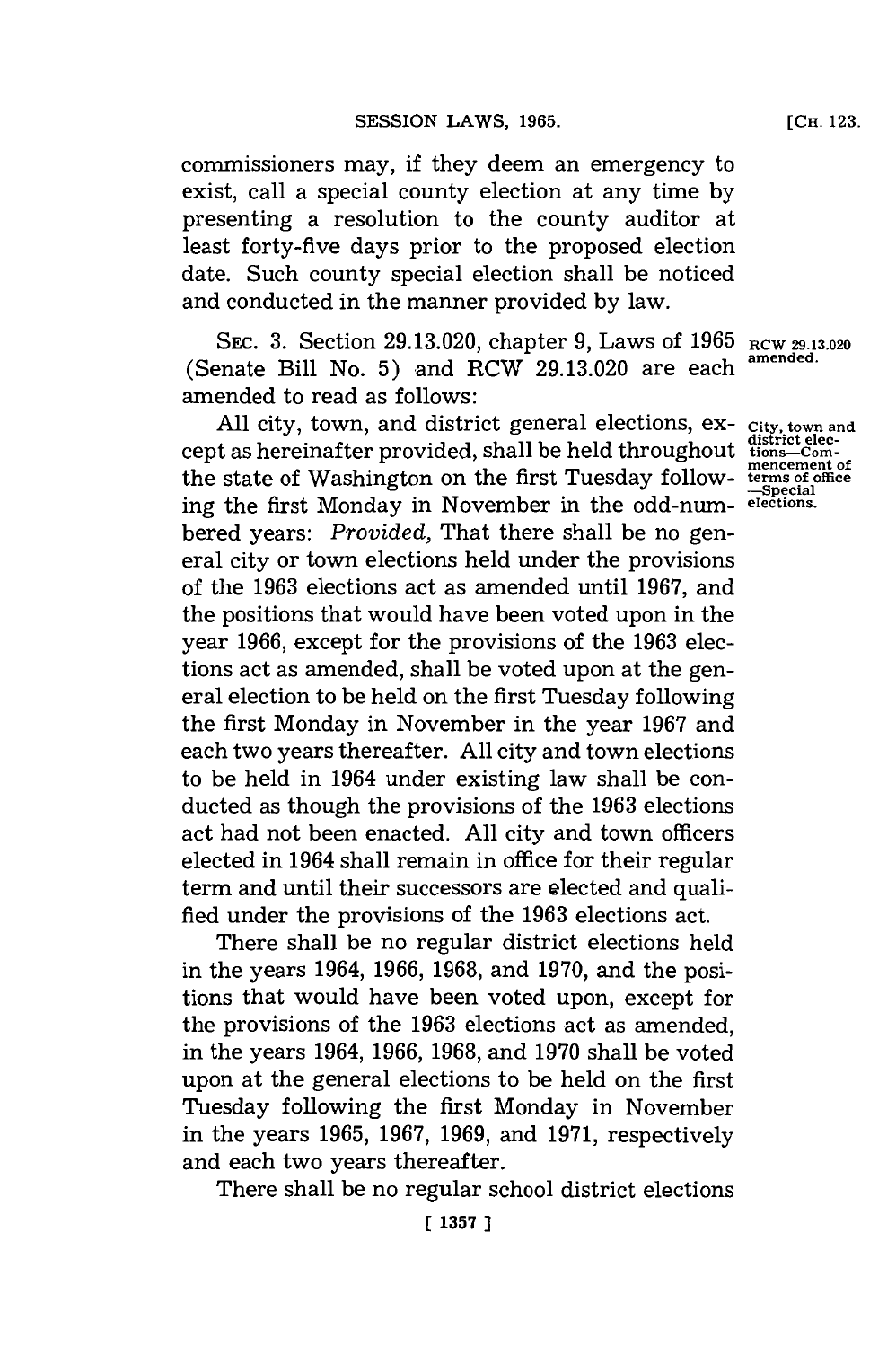commissioners may, if they deem an emergency to exist, call a special county election at any time by presenting a resolution to the county auditor at least forty-five days prior to the proposed election date. Such county special election shall be noticed and conducted in the manner provided by law.

SEC. 3. Section 29.13.020, chapter 9, Laws of 1965 (Senate Bill No. 5) and RCW 29.13.020 are each amended to read as follows:

**RCW 29.13.020 amended.**

**City, town and district elections—Commencement of terms of office—Special elections.**

All city, town, and district general elections, except as hereinafter provided, shall be held throughout the state of Washington on the first Tuesday following the first Monday in November in the odd-numbered years: *Provided,* That there shall be no general city or town elections held under the provisions of the 1963 elections act as amended until 1967, and the positions that would have been voted upon in the year 1966, except for the provisions of the 1963 elections act as amended, shall be voted upon at the general election to be held on the first Tuesday following the first Monday in November in the year 1967 and each two years thereafter. All city and town elections to be held in 1964 under existing law shall be conducted as though the provisions of the 1963 elections act had not been enacted. All city and town officers elected in 1964 shall remain in office for their regular term and until their successors are elected and qualified under the provisions of the 1963 elections act.

There shall be no regular district elections held in the years 1964, 1966, 1968, and 1970, and the positions that would have been voted upon, except for the provisions of the 1963 elections act as amended, in the years 1964, 1966, 1968, and 1970 shall be voted upon at the general elections to be held on the first Tuesday following the first Monday in November in the years 1965, 1967, 1969, and 1971, respectively and each two years thereafter.

There shall be no regular school district elections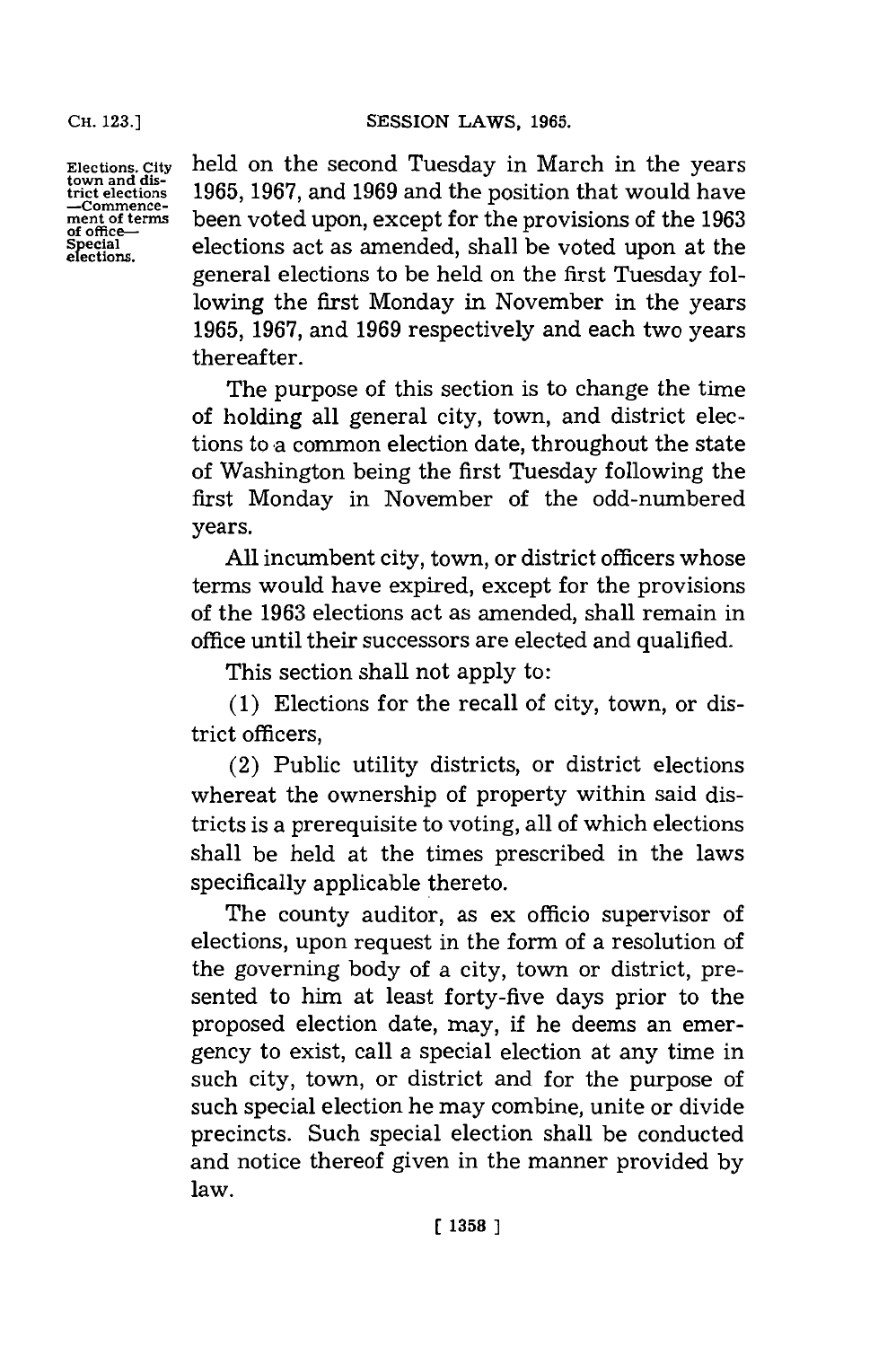Elections. City town and district elections —Commencement of terms of office—Special elections.

held on the second Tuesday in March in the years 1965, 1967, and 1969 and the position that would have been voted upon, except for the provisions of the 1963 elections act as amended, shall be voted upon at the general elections to be held on the first Tuesday following the first Monday in November in the years 1965, 1967, and 1969 respectively and each two years thereafter.

The purpose of this section is to change the time of holding all general city, town, and district elections to a common election date, throughout the state of Washington being the first Tuesday following the first Monday in November of the odd-numbered years.

All incumbent city, town, or district officers whose terms would have expired, except for the provisions of the 1963 elections act as amended, shall remain in office until their successors are elected and qualified.

This section shall not apply to:

(1) Elections for the recall of city, town, or district officers,

(2) Public utility districts, or district elections whereat the ownership of property within said districts is a prerequisite to voting, all of which elections shall be held at the times prescribed in the laws specifically applicable thereto.

The county auditor, as ex officio supervisor of elections, upon request in the form of a resolution of the governing body of a city, town or district, presented to him at least forty-five days prior to the proposed election date, may, if he deems an emergency to exist, call a special election at any time in such city, town, or district and for the purpose of such special election he may combine, unite or divide precincts. Such special election shall be conducted and notice thereof given in the manner provided by law.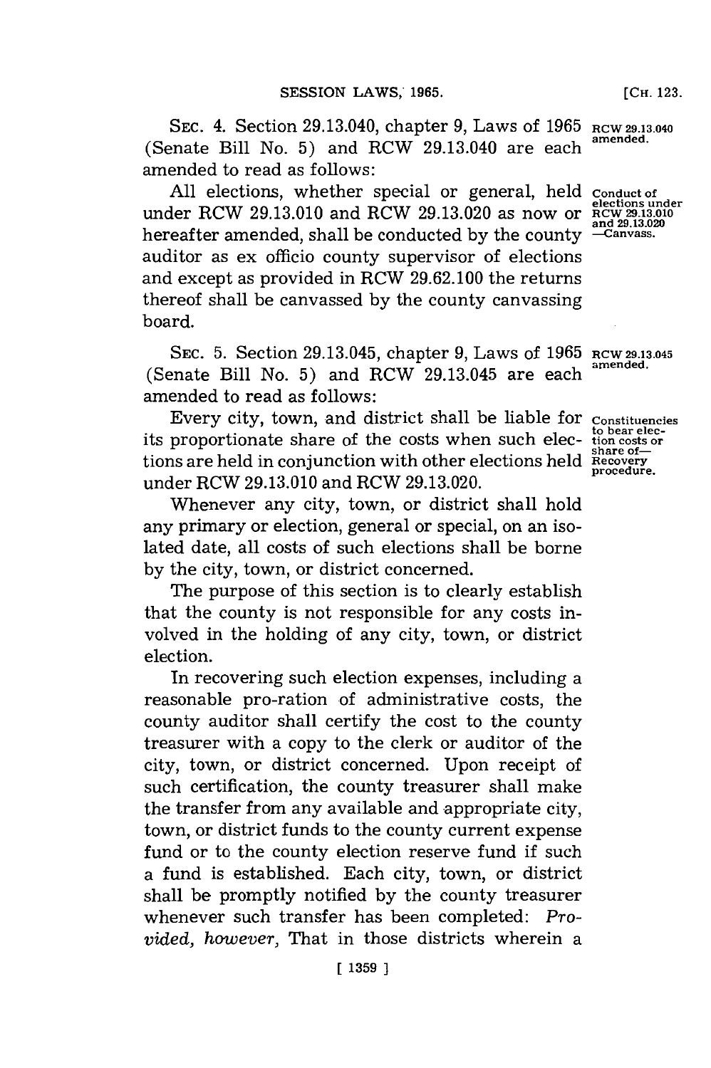SEC. 4. Section 29.13.040, chapter 9, Laws of 1965 (Senate Bill No. 5) and RCW 29.13.040 are each amended to read as follows:

**RCW 29.13.040 amended.**

All elections, whether special or general, held under RCW 29.13.010 and RCW 29.13.020 as now or hereafter amended, shall be conducted by the county auditor as ex officio county supervisor of elections and except as provided in RCW 29.62.100 the returns thereof shall be canvassed by the county canvassing board.

**Conduct of elections under RCW 29.13.010 and 29.13.020 —Canvass.**

SEC. 5. Section 29.13.045, chapter 9, Laws of 1965 (Senate Bill No. 5) and RCW 29.13.045 are each amended to read as follows:

**RCW 29.13.045 amended.**

Every city, town, and district shall be liable for its proportionate share of the costs when such elections are held in conjunction with other elections held under RCW 29.13.010 and RCW 29.13.020.

**Constituencies to bear election costs or share of— Recovery procedure.**

Whenever any city, town, or district shall hold any primary or election, general or special, on an isolated date, all costs of such elections shall be borne by the city, town, or district concerned.

The purpose of this section is to clearly establish that the county is not responsible for any costs involved in the holding of any city, town, or district election.

In recovering such election expenses, including a reasonable pro-ration of administrative costs, the county auditor shall certify the cost to the county treasurer with a copy to the clerk or auditor of the city, town, or district concerned. Upon receipt of such certification, the county treasurer shall make the transfer from any available and appropriate city, town, or district funds to the county current expense fund or to the county election reserve fund if such a fund is established. Each city, town, or district shall be promptly notified by the county treasurer whenever such transfer has been completed: *Provided, however,* That in those districts wherein a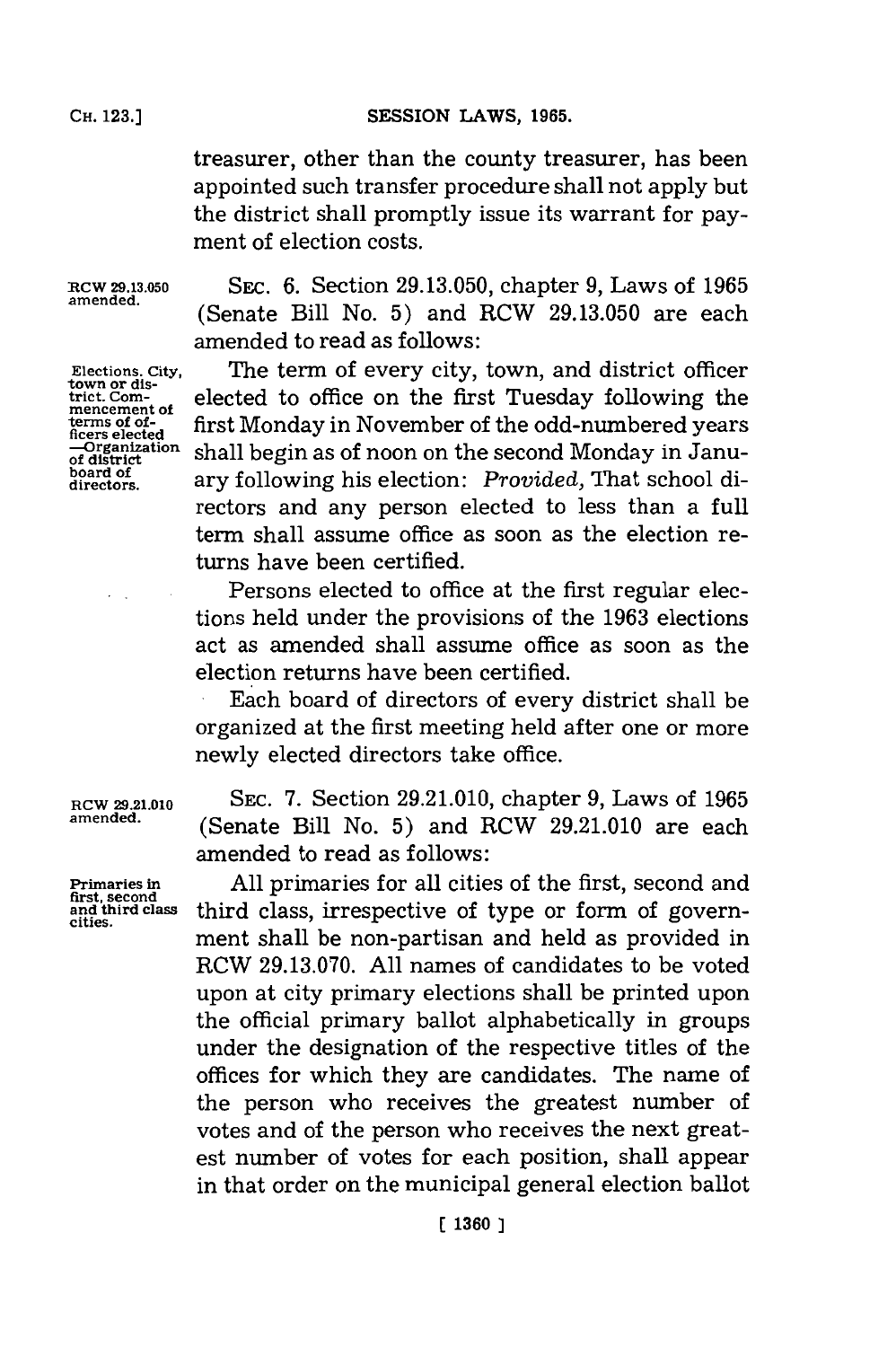treasurer, other than the county treasurer, has been appointed such transfer procedure shall not apply but the district shall promptly issue its warrant for payment of election costs.

RCW 29.13.050 amended.

SEC. 6. Section 29.13.050, chapter 9, Laws of 1965 (Senate Bill No. 5) and RCW 29.13.050 are each amended to read as follows:

Elections. City, town or district. Commencement of terms of officers elected —Organization of district board of directors.

The term of every city, town, and district officer elected to office on the first Tuesday following the first Monday in November of the odd-numbered years shall begin as of noon on the second Monday in January following his election: *Provided,* That school directors and any person elected to less than a full term shall assume office as soon as the election returns have been certified.

Persons elected to office at the first regular elections held under the provisions of the 1963 elections act as amended shall assume office as soon as the election returns have been certified.

Each board of directors of every district shall be organized at the first meeting held after one or more newly elected directors take office.

RCW 29.21.010 amended.

SEC. 7. Section 29.21.010, chapter 9, Laws of 1965 (Senate Bill No. 5) and RCW 29.21.010 are each amended to read as follows:

Primaries in first, second and third class cities.

All primaries for all cities of the first, second and third class, irrespective of type or form of government shall be non-partisan and held as provided in RCW 29.13.070. All names of candidates to be voted upon at city primary elections shall be printed upon the official primary ballot alphabetically in groups under the designation of the respective titles of the offices for which they are candidates. The name of the person who receives the greatest number of votes and of the person who receives the next greatest number of votes for each position, shall appear in that order on the municipal general election ballot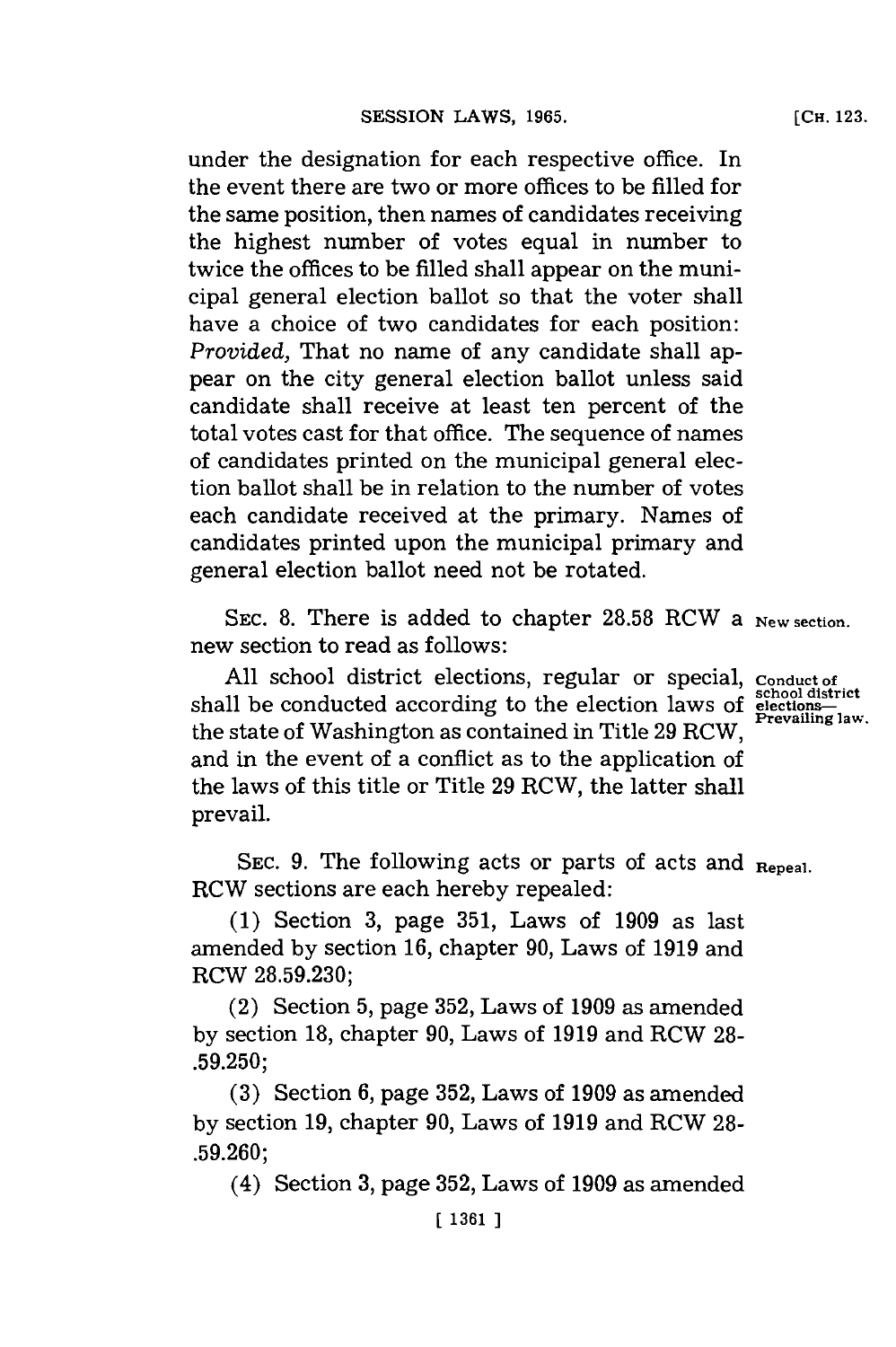under the designation for each respective office. In the event there are two or more offices to be filled for the same position, then names of candidates receiving the highest number of votes equal in number to twice the offices to be filled shall appear on the municipal general election ballot so that the voter shall have a choice of two candidates for each position: *Provided,* That no name of any candidate shall appear on the city general election ballot unless said candidate shall receive at least ten percent of the total votes cast for that office. The sequence of names of candidates printed on the municipal general election ballot shall be in relation to the number of votes each candidate received at the primary. Names of candidates printed upon the municipal primary and general election ballot need not be rotated.

SEC. 8. There is added to chapter 28.58 RCW a new section to read as follows: New section.

All school district elections, regular or special, shall be conducted according to the election laws of the state of Washington as contained in Title 29 RCW, and in the event of a conflict as to the application of the laws of this title or Title 29 RCW, the latter shall prevail. Conduct of school district elections—Prevailing law.

SEC. 9. The following acts or parts of acts and RCW sections are each hereby repealed: Repeal.

(1) Section 3, page 351, Laws of 1909 as last amended by section 16, chapter 90, Laws of 1919 and RCW 28.59.230;

(2) Section 5, page 352, Laws of 1909 as amended by section 18, chapter 90, Laws of 1919 and RCW 28-.59.250;

(3) Section 6, page 352, Laws of 1909 as amended by section 19, chapter 90, Laws of 1919 and RCW 28-.59.260;

(4) Section 3, page 352, Laws of 1909 as amended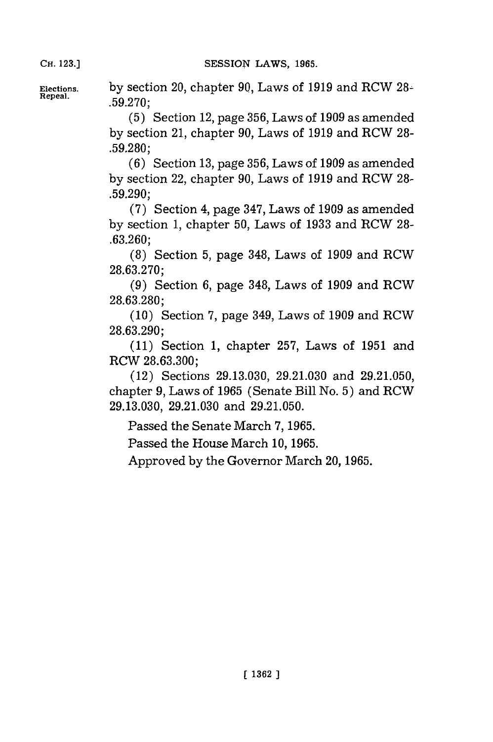by section 20, chapter 90, Laws of 1919 and RCW 28-.59.270;

(5) Section 12, page 356, Laws of 1909 as amended by section 21, chapter 90, Laws of 1919 and RCW 28-.59.280;

(6) Section 13, page 356, Laws of 1909 as amended by section 22, chapter 90, Laws of 1919 and RCW 28-.59.290;

(7) Section 4, page 347, Laws of 1909 as amended by section 1, chapter 50, Laws of 1933 and RCW 28-.63.260;

(8) Section 5, page 348, Laws of 1909 and RCW 28.63.270;

(9) Section 6, page 348, Laws of 1909 and RCW 28.63.280;

(10) Section 7, page 349, Laws of 1909 and RCW 28.63.290;

(11) Section 1, chapter 257, Laws of 1951 and RCW 28.63.300;

(12) Sections 29.13.030, 29.21.030 and 29.21.050, chapter 9, Laws of 1965 (Senate Bill No. 5) and RCW 29.13.030, 29.21.030 and 29.21.050.

Passed the Senate March 7, 1965.

Passed the House March 10, 1965.

Approved by the Governor March 20, 1965.